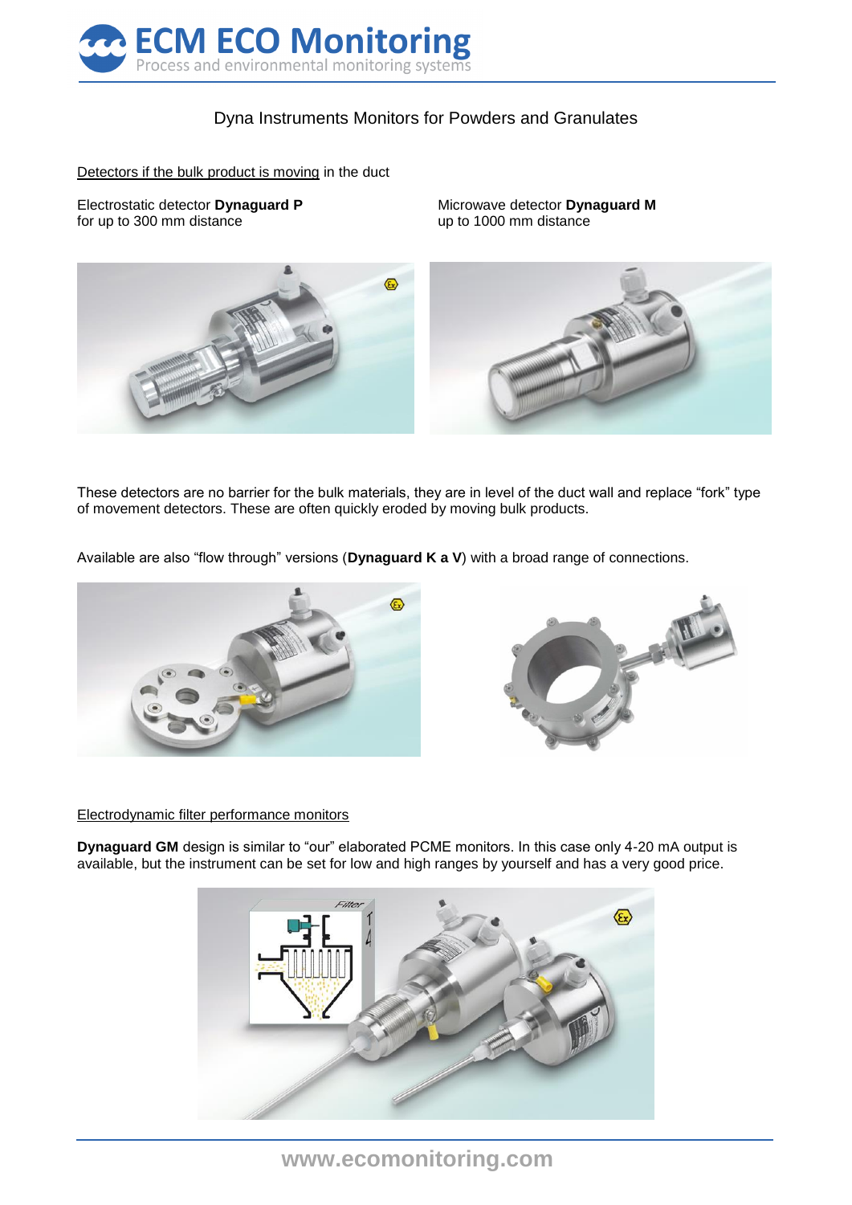# Dyna Instruments Monitors for Powders and Granulates

Detectors if the bulk product is moving in the duct

Electrostatic detector **Dynaguard P**
for up to 300 mm distance

Microwave detector **Dynaguard M**
up to 1000 mm distance

These detectors are no barrier for the bulk materials, they are in level of the duct wall and replace "fork" type of movement detectors. These are often quickly eroded by moving bulk products.

Available are also "flow through" versions (**Dynaguard K a V**) with a broad range of connections.

Electrodynamic filter performance monitors

**Dynaguard GM** design is similar to "our" elaborated PCME monitors. In this case only 4-20 mA output is available, but the instrument can be set for low and high ranges by yourself and has a very good price.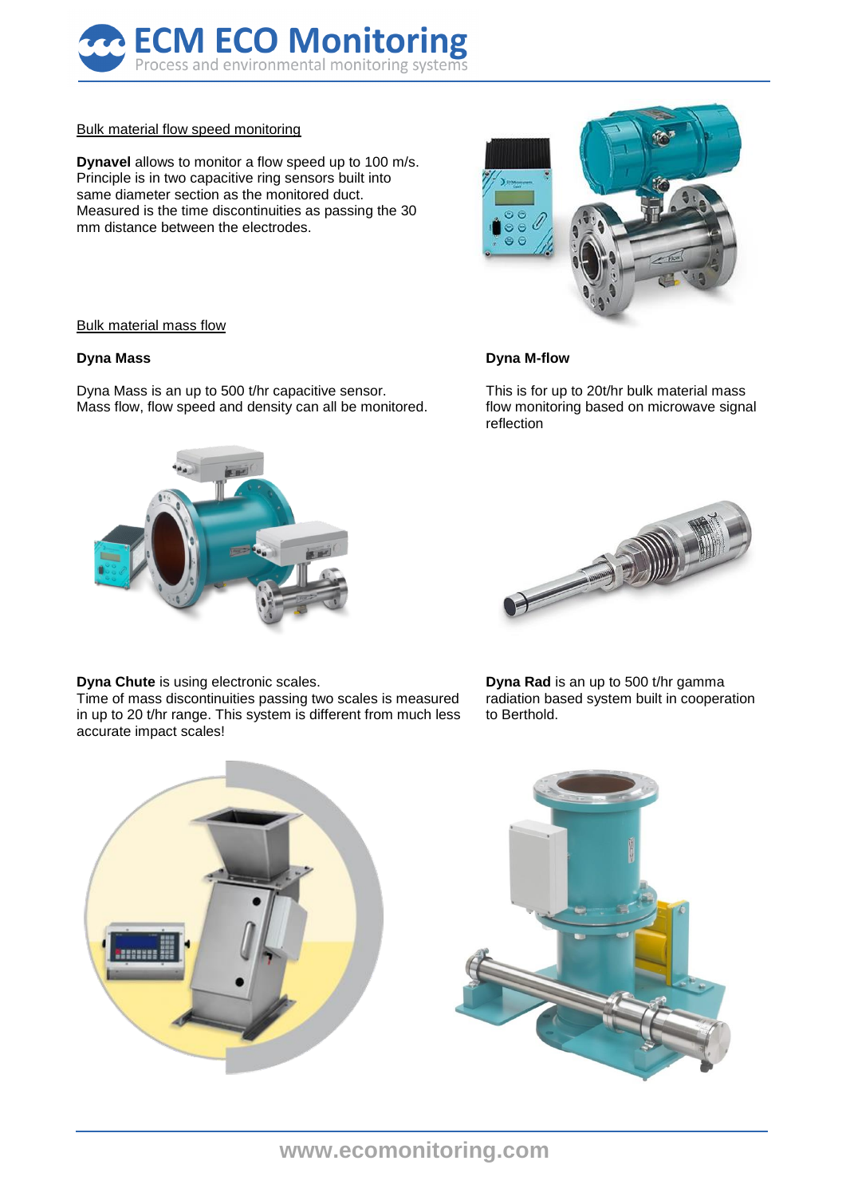Bulk material flow speed monitoring

**Dynavel** allows to monitor a flow speed up to 100 m/s. Principle is in two capacitive ring sensors built into same diameter section as the monitored duct. Measured is the time discontinuities as passing the 30 mm distance between the electrodes.

Bulk material mass flow

**Dyna Mass**

Dyna Mass is an up to 500 t/hr capacitive sensor. Mass flow, flow speed and density can all be monitored.

**Dyna M-flow**

This is for up to 20t/hr bulk material mass flow monitoring based on microwave signal reflection

**Dyna Chute** is using electronic scales.
Time of mass discontinuities passing two scales is measured in up to 20 t/hr range. This system is different from much less accurate impact scales!

**Dyna Rad** is an up to 500 t/hr gamma radiation based system built in cooperation to Berthold.